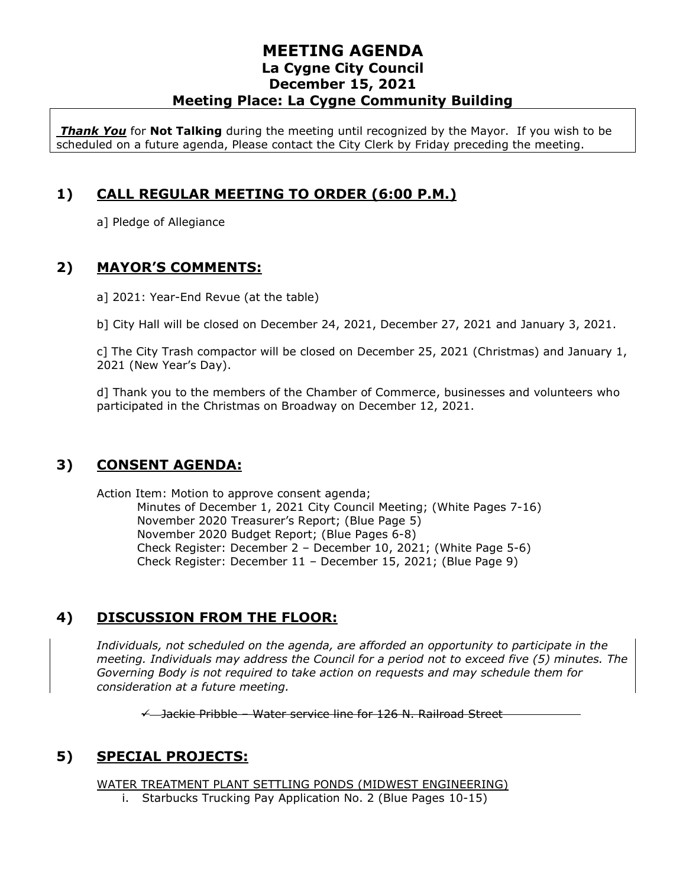# MEETING AGENDA
## La Cygne City Council
## December 15, 2021
## Meeting Place: La Cygne Community Building

***Thank You*** for **Not Talking** during the meeting until recognized by the Mayor. If you wish to be scheduled on a future agenda, Please contact the City Clerk by Friday preceding the meeting.

## 1) CALL REGULAR MEETING TO ORDER (6:00 P.M.)

a] Pledge of Allegiance

## 2) MAYOR'S COMMENTS:

a] 2021: Year-End Revue (at the table)

b] City Hall will be closed on December 24, 2021, December 27, 2021 and January 3, 2021.

c] The City Trash compactor will be closed on December 25, 2021 (Christmas) and January 1, 2021 (New Year's Day).

d] Thank you to the members of the Chamber of Commerce, businesses and volunteers who participated in the Christmas on Broadway on December 12, 2021.

## 3) CONSENT AGENDA:

Action Item: Motion to approve consent agenda;
- Minutes of December 1, 2021 City Council Meeting; (White Pages 7-16)
- November 2020 Treasurer's Report; (Blue Page 5)
- November 2020 Budget Report; (Blue Pages 6-8)
- Check Register: December 2 – December 10, 2021; (White Page 5-6)
- Check Register: December 11 – December 15, 2021; (Blue Page 9)

## 4) DISCUSSION FROM THE FLOOR:

*Individuals, not scheduled on the agenda, are afforded an opportunity to participate in the meeting. Individuals may address the Council for a period not to exceed five (5) minutes. The Governing Body is not required to take action on requests and may schedule them for consideration at a future meeting.*

- ~~✓ Jackie Pribble – Water service line for 126 N. Railroad Street~~

## 5) SPECIAL PROJECTS:

WATER TREATMENT PLANT SETTLING PONDS (MIDWEST ENGINEERING)

i. Starbucks Trucking Pay Application No. 2 (Blue Pages 10-15)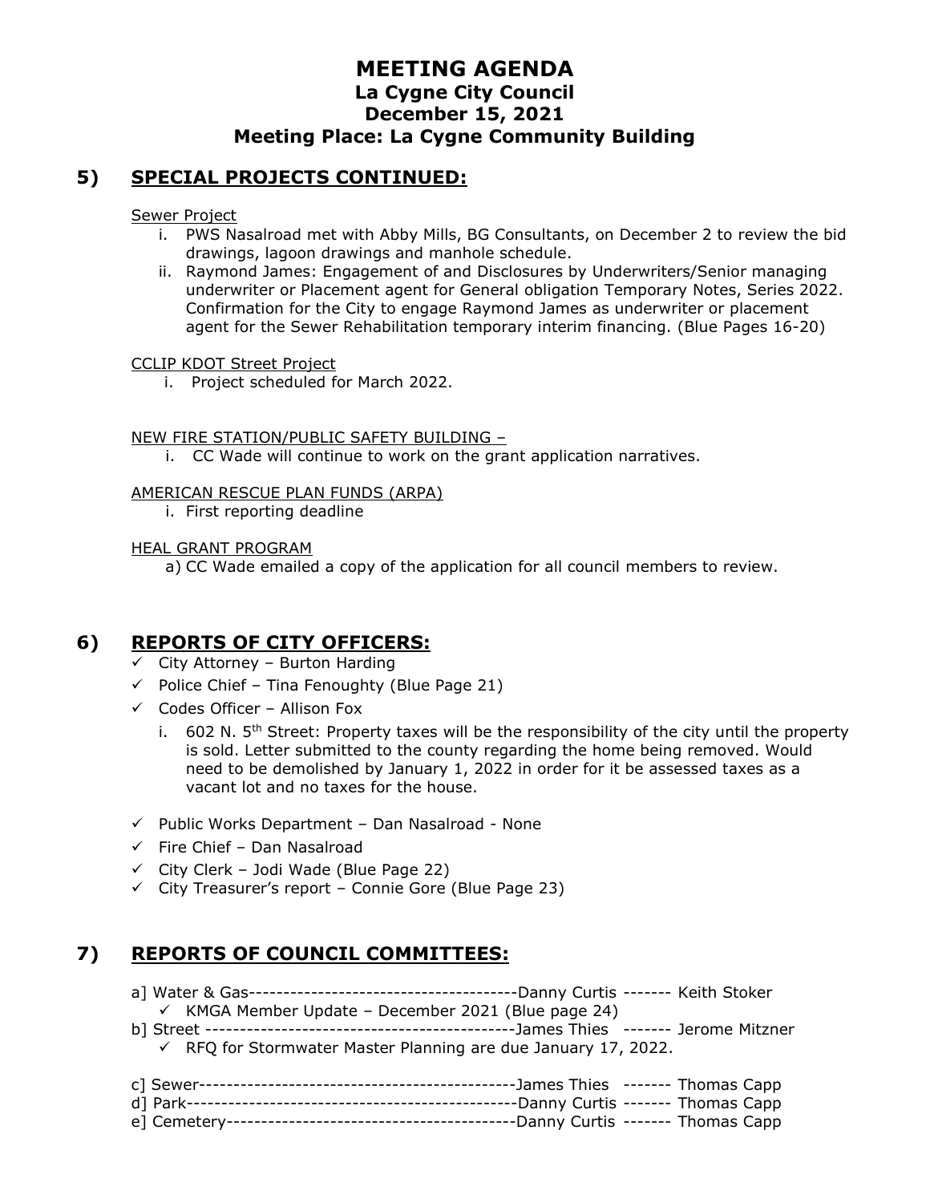# MEETING AGENDA
## La Cygne City Council
## December 15, 2021
## Meeting Place: La Cygne Community Building

## 5) SPECIAL PROJECTS CONTINUED:

Sewer Project

i. PWS Nasalroad met with Abby Mills, BG Consultants, on December 2 to review the bid drawings, lagoon drawings and manhole schedule.

ii. Raymond James: Engagement of and Disclosures by Underwriters/Senior managing underwriter or Placement agent for General obligation Temporary Notes, Series 2022. Confirmation for the City to engage Raymond James as underwriter or placement agent for the Sewer Rehabilitation temporary interim financing. (Blue Pages 16-20)

CCLIP KDOT Street Project

i. Project scheduled for March 2022.

NEW FIRE STATION/PUBLIC SAFETY BUILDING –

i. CC Wade will continue to work on the grant application narratives.

AMERICAN RESCUE PLAN FUNDS (ARPA)

i. First reporting deadline

HEAL GRANT PROGRAM

a) CC Wade emailed a copy of the application for all council members to review.

## 6) REPORTS OF CITY OFFICERS:

- ✓ City Attorney – Burton Harding
- ✓ Police Chief – Tina Fenoughty (Blue Page 21)
- ✓ Codes Officer – Allison Fox
  - i. 602 N. 5th Street: Property taxes will be the responsibility of the city until the property is sold. Letter submitted to the county regarding the home being removed. Would need to be demolished by January 1, 2022 in order for it be assessed taxes as a vacant lot and no taxes for the house.
- ✓ Public Works Department – Dan Nasalroad - None
- ✓ Fire Chief – Dan Nasalroad
- ✓ City Clerk – Jodi Wade (Blue Page 22)
- ✓ City Treasurer's report – Connie Gore (Blue Page 23)

## 7) REPORTS OF COUNCIL COMMITTEES:

a] Water & Gas---------------------------------------Danny Curtis ------- Keith Stoker
- ✓ KMGA Member Update – December 2021 (Blue page 24)

b] Street --------------------------------------------James Thies ------- Jerome Mitzner
- ✓ RFQ for Stormwater Master Planning are due January 17, 2022.

c] Sewer----------------------------------------------James Thies ------- Thomas Capp

d] Park------------------------------------------------Danny Curtis ------- Thomas Capp

e] Cemetery------------------------------------------Danny Curtis ------- Thomas Capp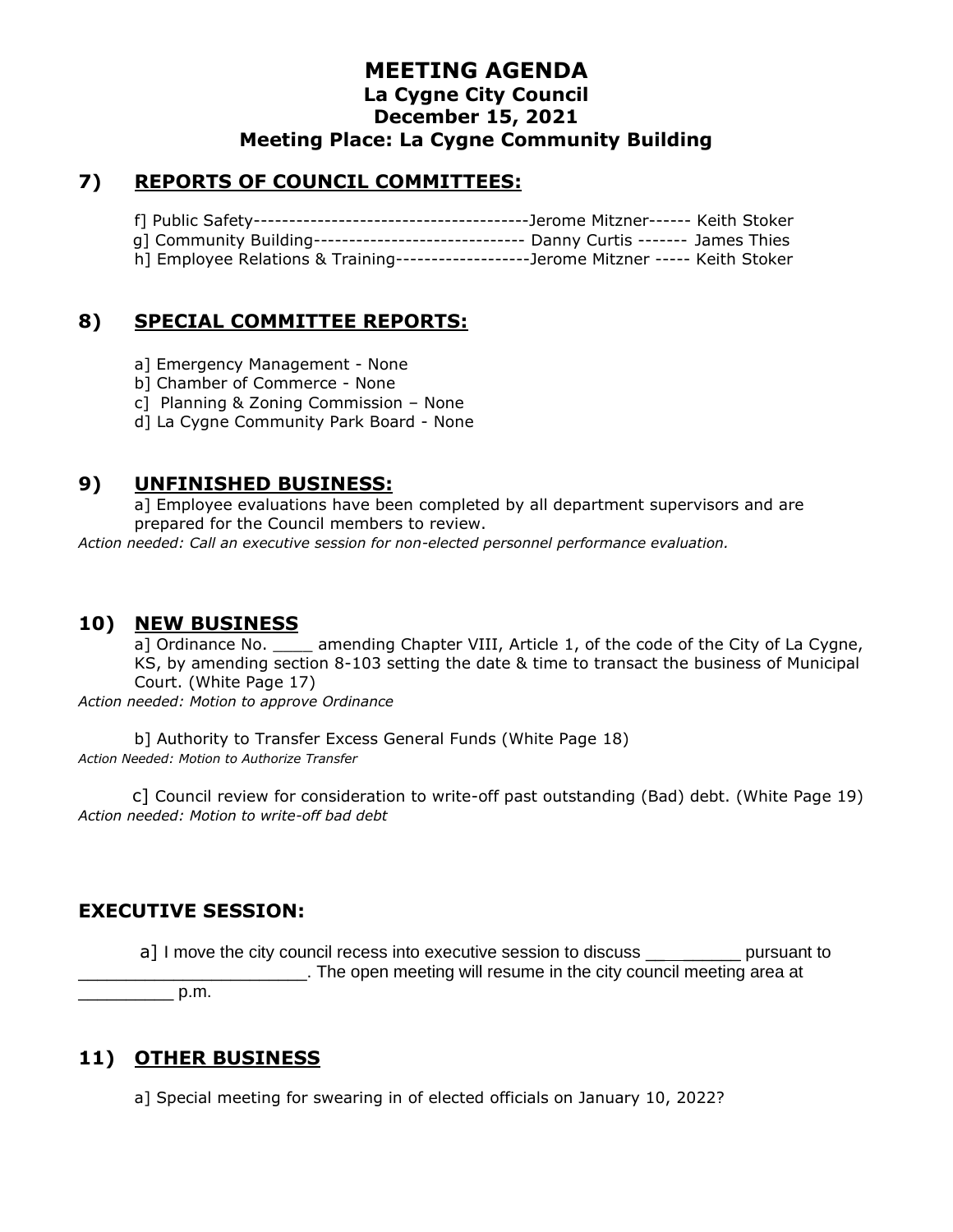# MEETING AGENDA
## La Cygne City Council
## December 15, 2021
## Meeting Place: La Cygne Community Building

## 7) REPORTS OF COUNCIL COMMITTEES:

f] Public Safety---------------------------------------Jerome Mitzner------ Keith Stoker
g] Community Building------------------------------ Danny Curtis ------- James Thies
h] Employee Relations & Training-------------------Jerome Mitzner ----- Keith Stoker

## 8) SPECIAL COMMITTEE REPORTS:

a] Emergency Management - None
b] Chamber of Commerce - None
c] Planning & Zoning Commission – None
d] La Cygne Community Park Board - None

## 9) UNFINISHED BUSINESS:

a] Employee evaluations have been completed by all department supervisors and are prepared for the Council members to review.
*Action needed: Call an executive session for non-elected personnel performance evaluation.*

## 10) NEW BUSINESS

a] Ordinance No. ____ amending Chapter VIII, Article 1, of the code of the City of La Cygne, KS, by amending section 8-103 setting the date & time to transact the business of Municipal Court. (White Page 17)
*Action needed: Motion to approve Ordinance*

b] Authority to Transfer Excess General Funds (White Page 18)
*Action Needed: Motion to Authorize Transfer*

c] Council review for consideration to write-off past outstanding (Bad) debt. (White Page 19)
*Action needed: Motion to write-off bad debt*

## EXECUTIVE SESSION:

a] I move the city council recess into executive session to discuss __________ pursuant to _______________________. The open meeting will resume in the city council meeting area at _________ p.m.

## 11) OTHER BUSINESS

a] Special meeting for swearing in of elected officials on January 10, 2022?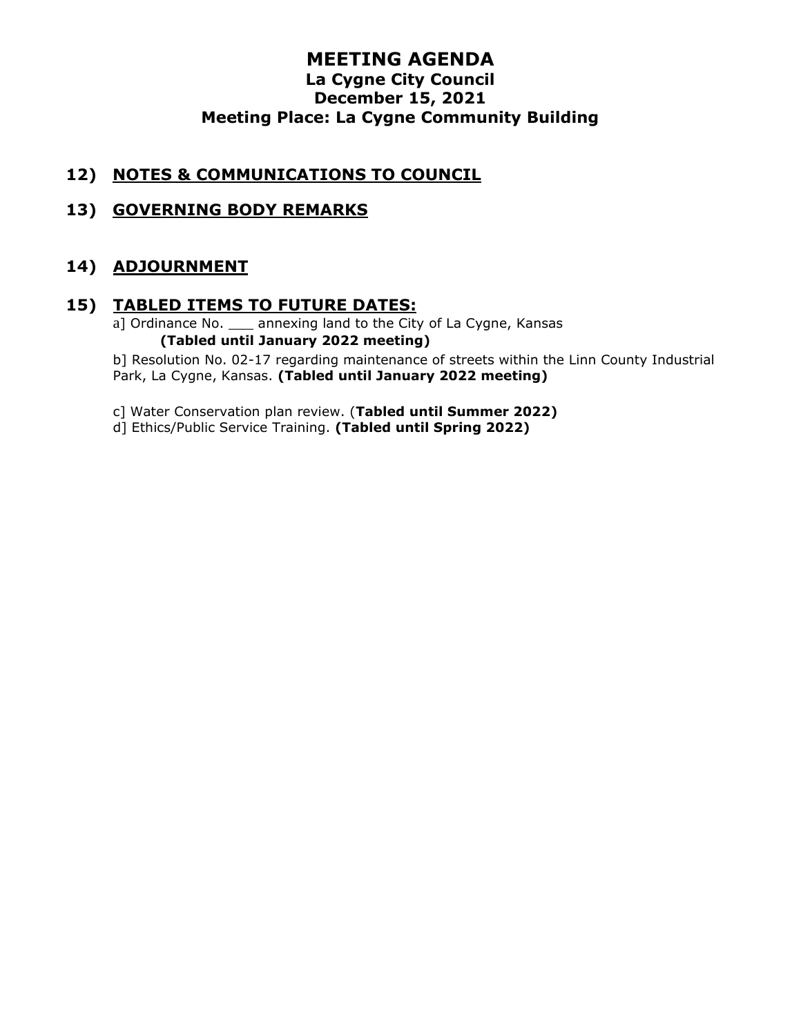# MEETING AGENDA
## La Cygne City Council
## December 15, 2021
## Meeting Place: La Cygne Community Building

## 12) NOTES & COMMUNICATIONS TO COUNCIL

## 13) GOVERNING BODY REMARKS

## 14) ADJOURNMENT

## 15) TABLED ITEMS TO FUTURE DATES:

a] Ordinance No. ___ annexing land to the City of La Cygne, Kansas **(Tabled until January 2022 meeting)**

b] Resolution No. 02-17 regarding maintenance of streets within the Linn County Industrial Park, La Cygne, Kansas. **(Tabled until January 2022 meeting)**

c] Water Conservation plan review. (**Tabled until Summer 2022)**

d] Ethics/Public Service Training. **(Tabled until Spring 2022)**